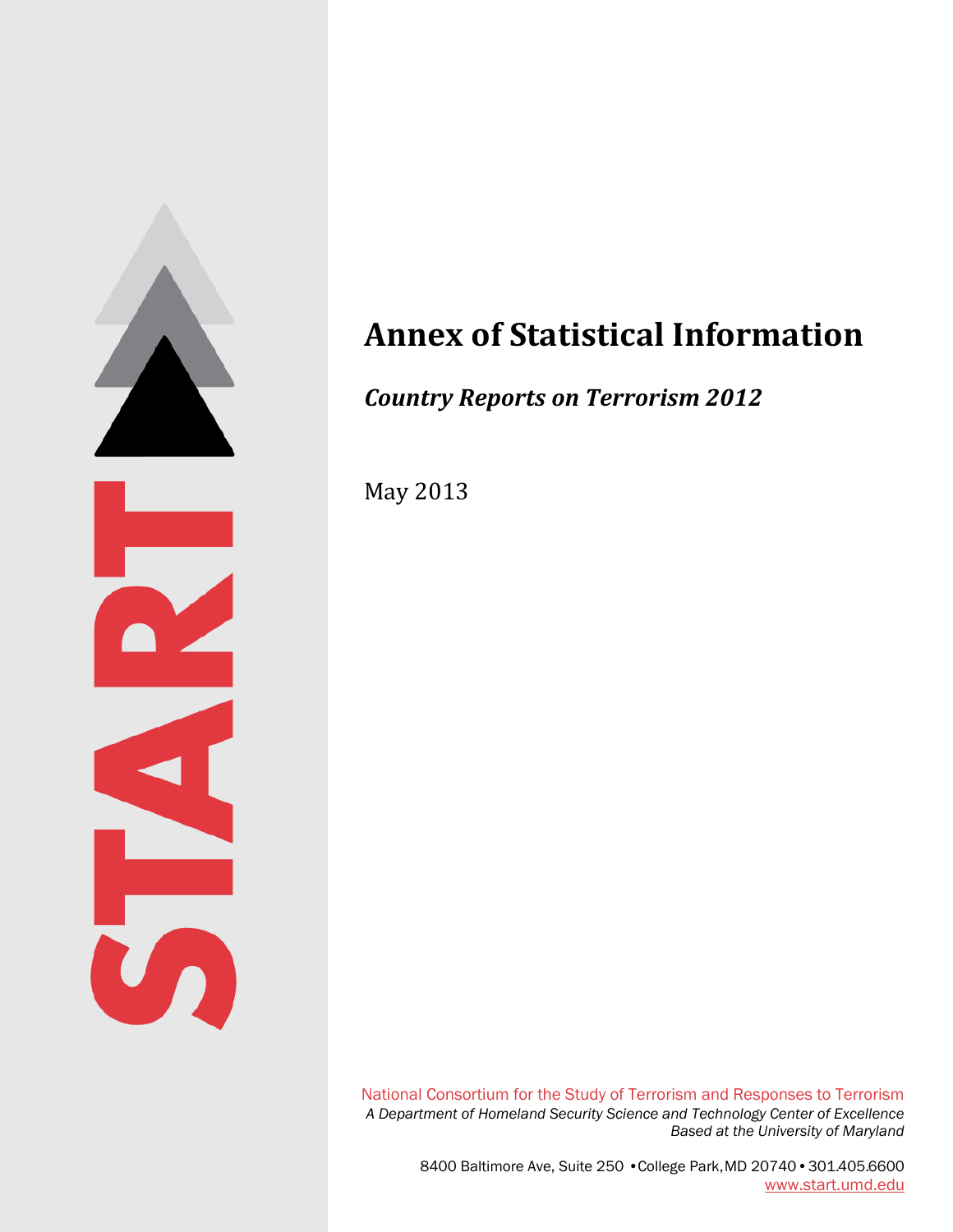# Annex of Statistical Information

## *Country Reports on Terrorism 2012*

May 2013

START

National Consortium for the Study of Terrorism and Responses to Terrorism
*A Department of Homeland Security Science and Technology Center of Excellence*
*Based at the University of Maryland*

8400 Baltimore Ave, Suite 250 • College Park, MD 20740 • 301.405.6600
www.start.umd.edu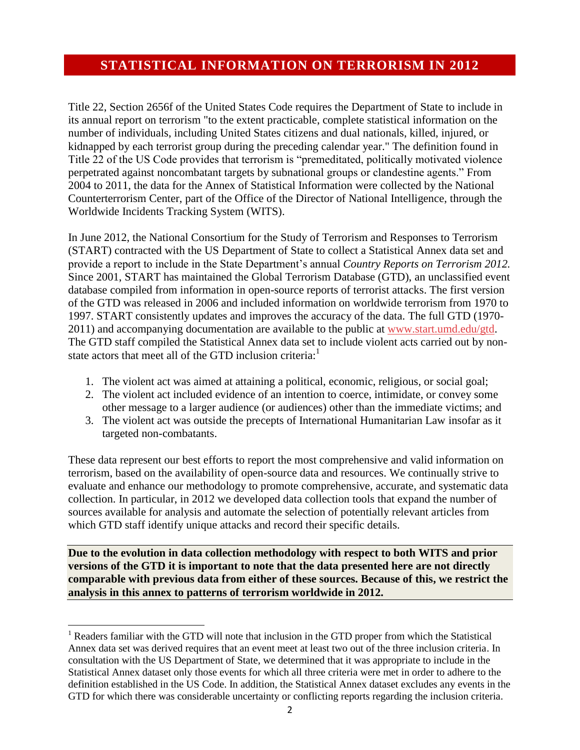# STATISTICAL INFORMATION ON TERRORISM IN 2012

Title 22, Section 2656f of the United States Code requires the Department of State to include in its annual report on terrorism "to the extent practicable, complete statistical information on the number of individuals, including United States citizens and dual nationals, killed, injured, or kidnapped by each terrorist group during the preceding calendar year." The definition found in Title 22 of the US Code provides that terrorism is "premeditated, politically motivated violence perpetrated against noncombatant targets by subnational groups or clandestine agents." From 2004 to 2011, the data for the Annex of Statistical Information were collected by the National Counterterrorism Center, part of the Office of the Director of National Intelligence, through the Worldwide Incidents Tracking System (WITS).

In June 2012, the National Consortium for the Study of Terrorism and Responses to Terrorism (START) contracted with the US Department of State to collect a Statistical Annex data set and provide a report to include in the State Department's annual *Country Reports on Terrorism 2012.* Since 2001, START has maintained the Global Terrorism Database (GTD), an unclassified event database compiled from information in open-source reports of terrorist attacks. The first version of the GTD was released in 2006 and included information on worldwide terrorism from 1970 to 1997. START consistently updates and improves the accuracy of the data. The full GTD (1970-2011) and accompanying documentation are available to the public at www.start.umd.edu/gtd. The GTD staff compiled the Statistical Annex data set to include violent acts carried out by non-state actors that meet all of the GTD inclusion criteria:[1]

1. The violent act was aimed at attaining a political, economic, religious, or social goal;
2. The violent act included evidence of an intention to coerce, intimidate, or convey some other message to a larger audience (or audiences) other than the immediate victims; and
3. The violent act was outside the precepts of International Humanitarian Law insofar as it targeted non-combatants.

These data represent our best efforts to report the most comprehensive and valid information on terrorism, based on the availability of open-source data and resources. We continually strive to evaluate and enhance our methodology to promote comprehensive, accurate, and systematic data collection. In particular, in 2012 we developed data collection tools that expand the number of sources available for analysis and automate the selection of potentially relevant articles from which GTD staff identify unique attacks and record their specific details.

**Due to the evolution in data collection methodology with respect to both WITS and prior versions of the GTD it is important to note that the data presented here are not directly comparable with previous data from either of these sources. Because of this, we restrict the analysis in this annex to patterns of terrorism worldwide in 2012.**

---

[1] Readers familiar with the GTD will note that inclusion in the GTD proper from which the Statistical Annex data set was derived requires that an event meet at least two out of the three inclusion criteria. In consultation with the US Department of State, we determined that it was appropriate to include in the Statistical Annex dataset only those events for which all three criteria were met in order to adhere to the definition established in the US Code. In addition, the Statistical Annex dataset excludes any events in the GTD for which there was considerable uncertainty or conflicting reports regarding the inclusion criteria.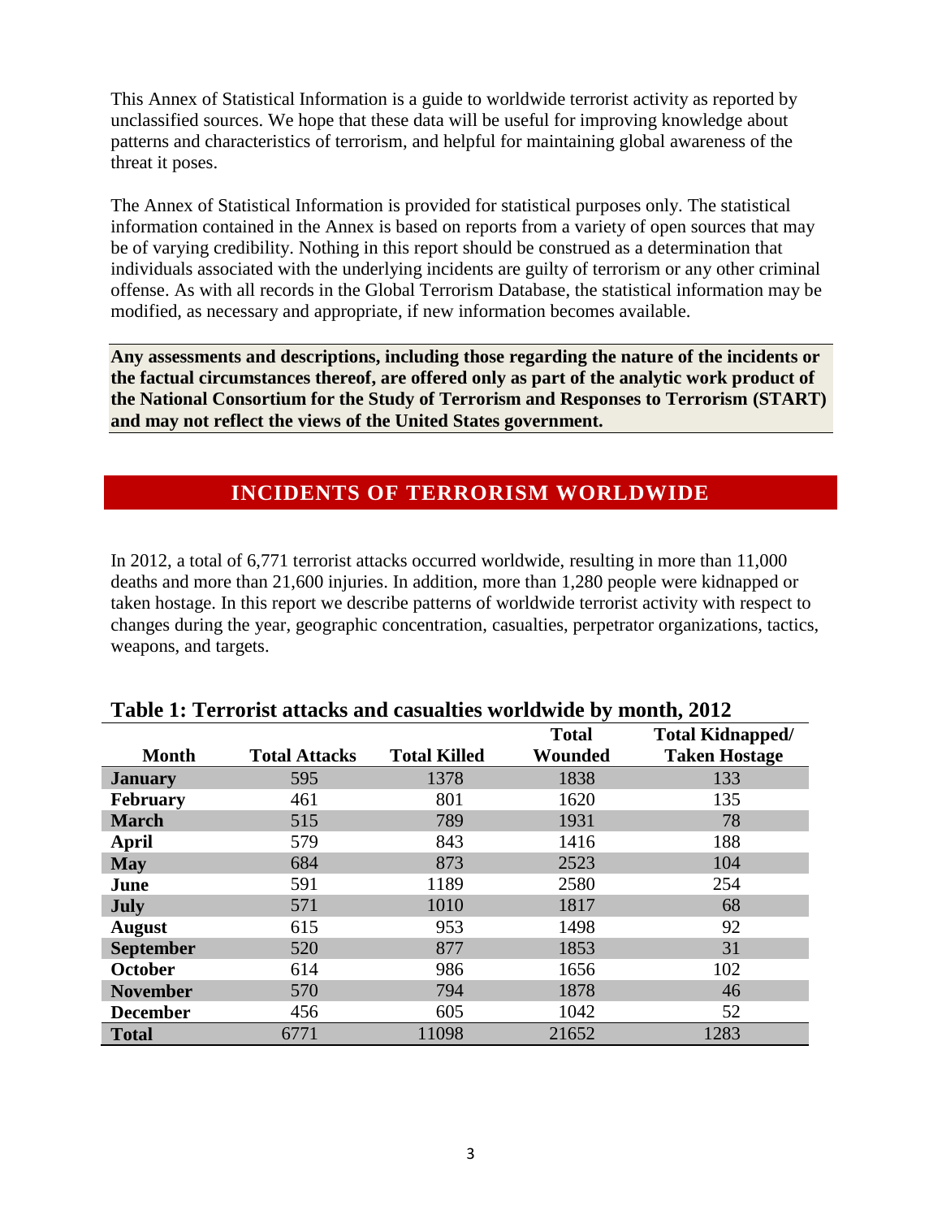This Annex of Statistical Information is a guide to worldwide terrorist activity as reported by unclassified sources. We hope that these data will be useful for improving knowledge about patterns and characteristics of terrorism, and helpful for maintaining global awareness of the threat it poses.

The Annex of Statistical Information is provided for statistical purposes only. The statistical information contained in the Annex is based on reports from a variety of open sources that may be of varying credibility. Nothing in this report should be construed as a determination that individuals associated with the underlying incidents are guilty of terrorism or any other criminal offense. As with all records in the Global Terrorism Database, the statistical information may be modified, as necessary and appropriate, if new information becomes available.

**Any assessments and descriptions, including those regarding the nature of the incidents or the factual circumstances thereof, are offered only as part of the analytic work product of the National Consortium for the Study of Terrorism and Responses to Terrorism (START) and may not reflect the views of the United States government.**

## INCIDENTS OF TERRORISM WORLDWIDE

In 2012, a total of 6,771 terrorist attacks occurred worldwide, resulting in more than 11,000 deaths and more than 21,600 injuries. In addition, more than 1,280 people were kidnapped or taken hostage. In this report we describe patterns of worldwide terrorist activity with respect to changes during the year, geographic concentration, casualties, perpetrator organizations, tactics, weapons, and targets.

### Table 1: Terrorist attacks and casualties worldwide by month, 2012

| Month | Total Attacks | Total Killed | Total Wounded | Total Kidnapped/ Taken Hostage |
|---|---|---|---|---|
| **January** | 595 | 1378 | 1838 | 133 |
| **February** | 461 | 801 | 1620 | 135 |
| **March** | 515 | 789 | 1931 | 78 |
| **April** | 579 | 843 | 1416 | 188 |
| **May** | 684 | 873 | 2523 | 104 |
| **June** | 591 | 1189 | 2580 | 254 |
| **July** | 571 | 1010 | 1817 | 68 |
| **August** | 615 | 953 | 1498 | 92 |
| **September** | 520 | 877 | 1853 | 31 |
| **October** | 614 | 986 | 1656 | 102 |
| **November** | 570 | 794 | 1878 | 46 |
| **December** | 456 | 605 | 1042 | 52 |
| **Total** | 6771 | 11098 | 21652 | 1283 |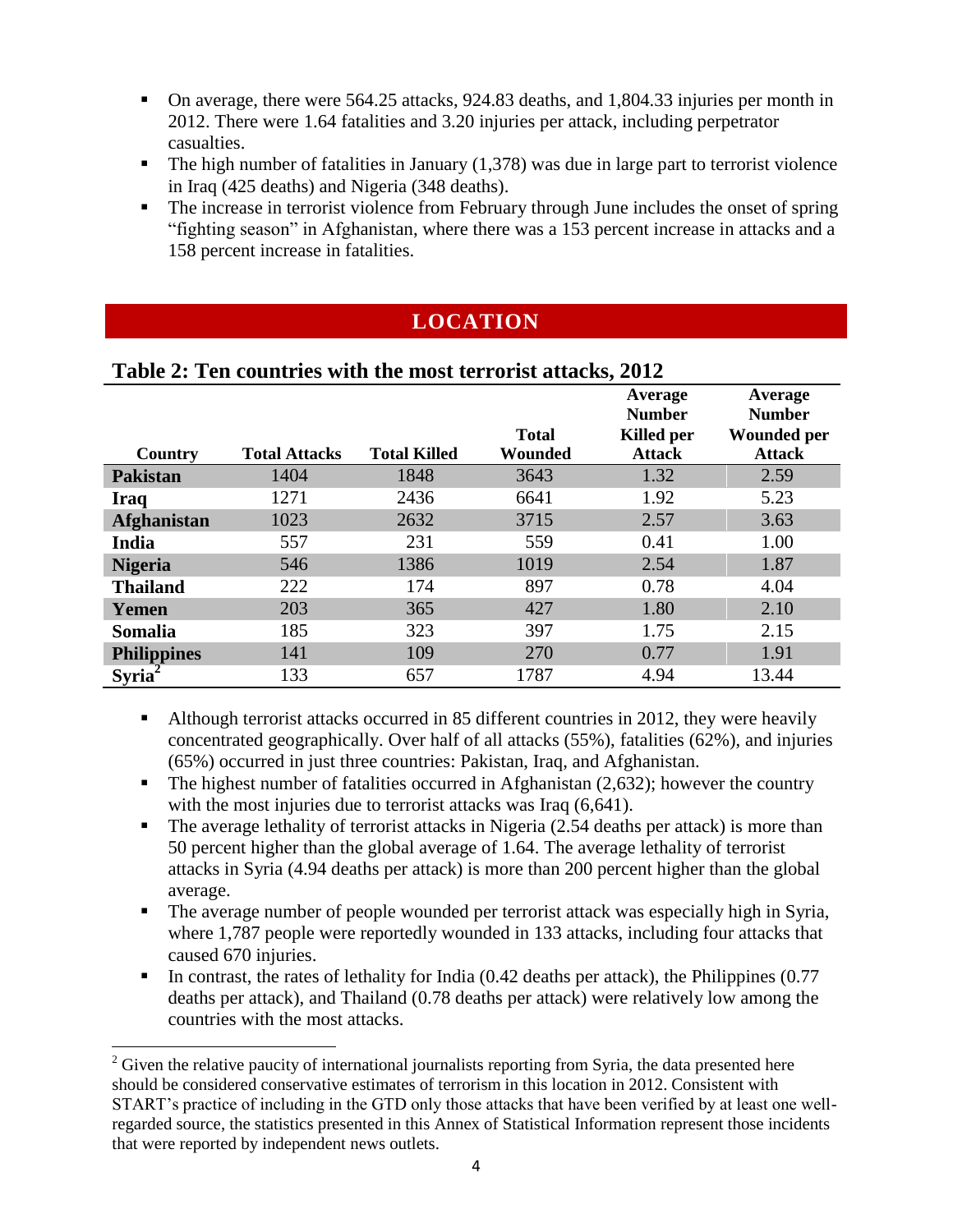- On average, there were 564.25 attacks, 924.83 deaths, and 1,804.33 injuries per month in 2012. There were 1.64 fatalities and 3.20 injuries per attack, including perpetrator casualties.
- The high number of fatalities in January (1,378) was due in large part to terrorist violence in Iraq (425 deaths) and Nigeria (348 deaths).
- The increase in terrorist violence from February through June includes the onset of spring "fighting season" in Afghanistan, where there was a 153 percent increase in attacks and a 158 percent increase in fatalities.

## LOCATION

### Table 2: Ten countries with the most terrorist attacks, 2012

| Country | Total Attacks | Total Killed | Total Wounded | Average Number Killed per Attack | Average Number Wounded per Attack |
|---|---|---|---|---|---|
| **Pakistan** | 1404 | 1848 | 3643 | 1.32 | 2.59 |
| **Iraq** | 1271 | 2436 | 6641 | 1.92 | 5.23 |
| **Afghanistan** | 1023 | 2632 | 3715 | 2.57 | 3.63 |
| **India** | 557 | 231 | 559 | 0.41 | 1.00 |
| **Nigeria** | 546 | 1386 | 1019 | 2.54 | 1.87 |
| **Thailand** | 222 | 174 | 897 | 0.78 | 4.04 |
| **Yemen** | 203 | 365 | 427 | 1.80 | 2.10 |
| **Somalia** | 185 | 323 | 397 | 1.75 | 2.15 |
| **Philippines** | 141 | 109 | 270 | 0.77 | 1.91 |
| **Syria**[2] | 133 | 657 | 1787 | 4.94 | 13.44 |

- Although terrorist attacks occurred in 85 different countries in 2012, they were heavily concentrated geographically. Over half of all attacks (55%), fatalities (62%), and injuries (65%) occurred in just three countries: Pakistan, Iraq, and Afghanistan.
- The highest number of fatalities occurred in Afghanistan (2,632); however the country with the most injuries due to terrorist attacks was Iraq (6,641).
- The average lethality of terrorist attacks in Nigeria (2.54 deaths per attack) is more than 50 percent higher than the global average of 1.64. The average lethality of terrorist attacks in Syria (4.94 deaths per attack) is more than 200 percent higher than the global average.
- The average number of people wounded per terrorist attack was especially high in Syria, where 1,787 people were reportedly wounded in 133 attacks, including four attacks that caused 670 injuries.
- In contrast, the rates of lethality for India (0.42 deaths per attack), the Philippines (0.77 deaths per attack), and Thailand (0.78 deaths per attack) were relatively low among the countries with the most attacks.

[2] Given the relative paucity of international journalists reporting from Syria, the data presented here should be considered conservative estimates of terrorism in this location in 2012. Consistent with START's practice of including in the GTD only those attacks that have been verified by at least one well-regarded source, the statistics presented in this Annex of Statistical Information represent those incidents that were reported by independent news outlets.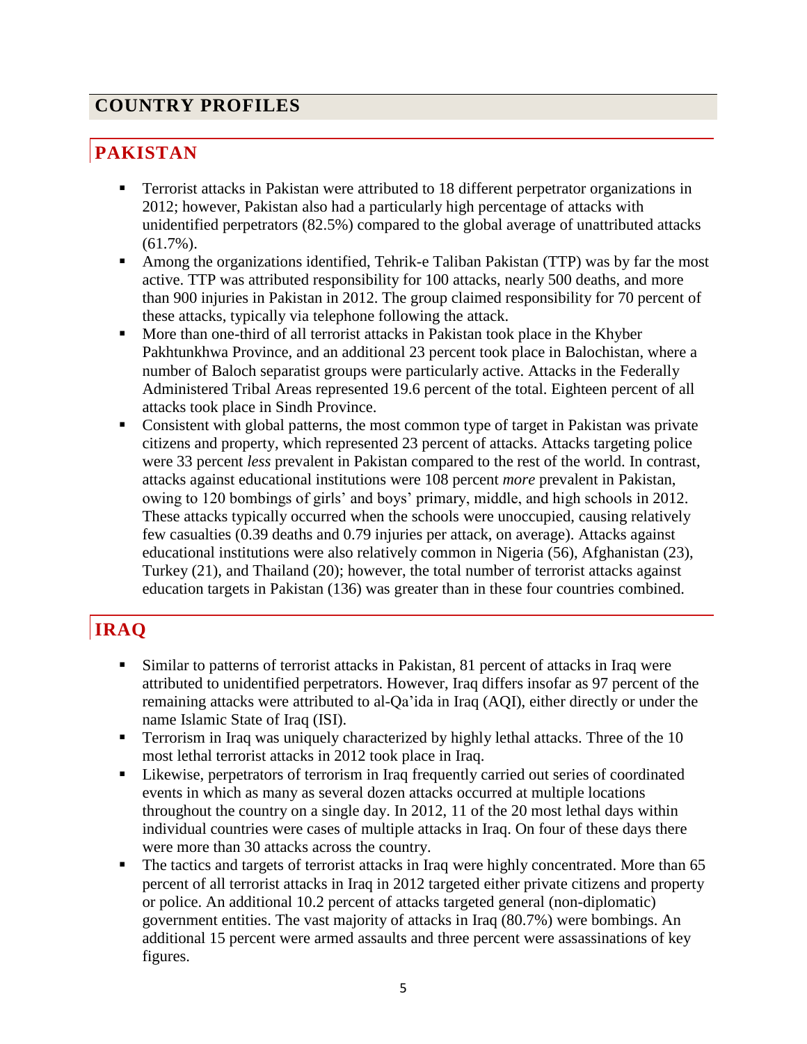# COUNTRY PROFILES

## PAKISTAN

- Terrorist attacks in Pakistan were attributed to 18 different perpetrator organizations in 2012; however, Pakistan also had a particularly high percentage of attacks with unidentified perpetrators (82.5%) compared to the global average of unattributed attacks (61.7%).
- Among the organizations identified, Tehrik-e Taliban Pakistan (TTP) was by far the most active. TTP was attributed responsibility for 100 attacks, nearly 500 deaths, and more than 900 injuries in Pakistan in 2012. The group claimed responsibility for 70 percent of these attacks, typically via telephone following the attack.
- More than one-third of all terrorist attacks in Pakistan took place in the Khyber Pakhtunkhwa Province, and an additional 23 percent took place in Balochistan, where a number of Baloch separatist groups were particularly active. Attacks in the Federally Administered Tribal Areas represented 19.6 percent of the total. Eighteen percent of all attacks took place in Sindh Province.
- Consistent with global patterns, the most common type of target in Pakistan was private citizens and property, which represented 23 percent of attacks. Attacks targeting police were 33 percent *less* prevalent in Pakistan compared to the rest of the world. In contrast, attacks against educational institutions were 108 percent *more* prevalent in Pakistan, owing to 120 bombings of girls' and boys' primary, middle, and high schools in 2012. These attacks typically occurred when the schools were unoccupied, causing relatively few casualties (0.39 deaths and 0.79 injuries per attack, on average). Attacks against educational institutions were also relatively common in Nigeria (56), Afghanistan (23), Turkey (21), and Thailand (20); however, the total number of terrorist attacks against education targets in Pakistan (136) was greater than in these four countries combined.

## IRAQ

- Similar to patterns of terrorist attacks in Pakistan, 81 percent of attacks in Iraq were attributed to unidentified perpetrators. However, Iraq differs insofar as 97 percent of the remaining attacks were attributed to al-Qa'ida in Iraq (AQI), either directly or under the name Islamic State of Iraq (ISI).
- Terrorism in Iraq was uniquely characterized by highly lethal attacks. Three of the 10 most lethal terrorist attacks in 2012 took place in Iraq.
- Likewise, perpetrators of terrorism in Iraq frequently carried out series of coordinated events in which as many as several dozen attacks occurred at multiple locations throughout the country on a single day. In 2012, 11 of the 20 most lethal days within individual countries were cases of multiple attacks in Iraq. On four of these days there were more than 30 attacks across the country.
- The tactics and targets of terrorist attacks in Iraq were highly concentrated. More than 65 percent of all terrorist attacks in Iraq in 2012 targeted either private citizens and property or police. An additional 10.2 percent of attacks targeted general (non-diplomatic) government entities. The vast majority of attacks in Iraq (80.7%) were bombings. An additional 15 percent were armed assaults and three percent were assassinations of key figures.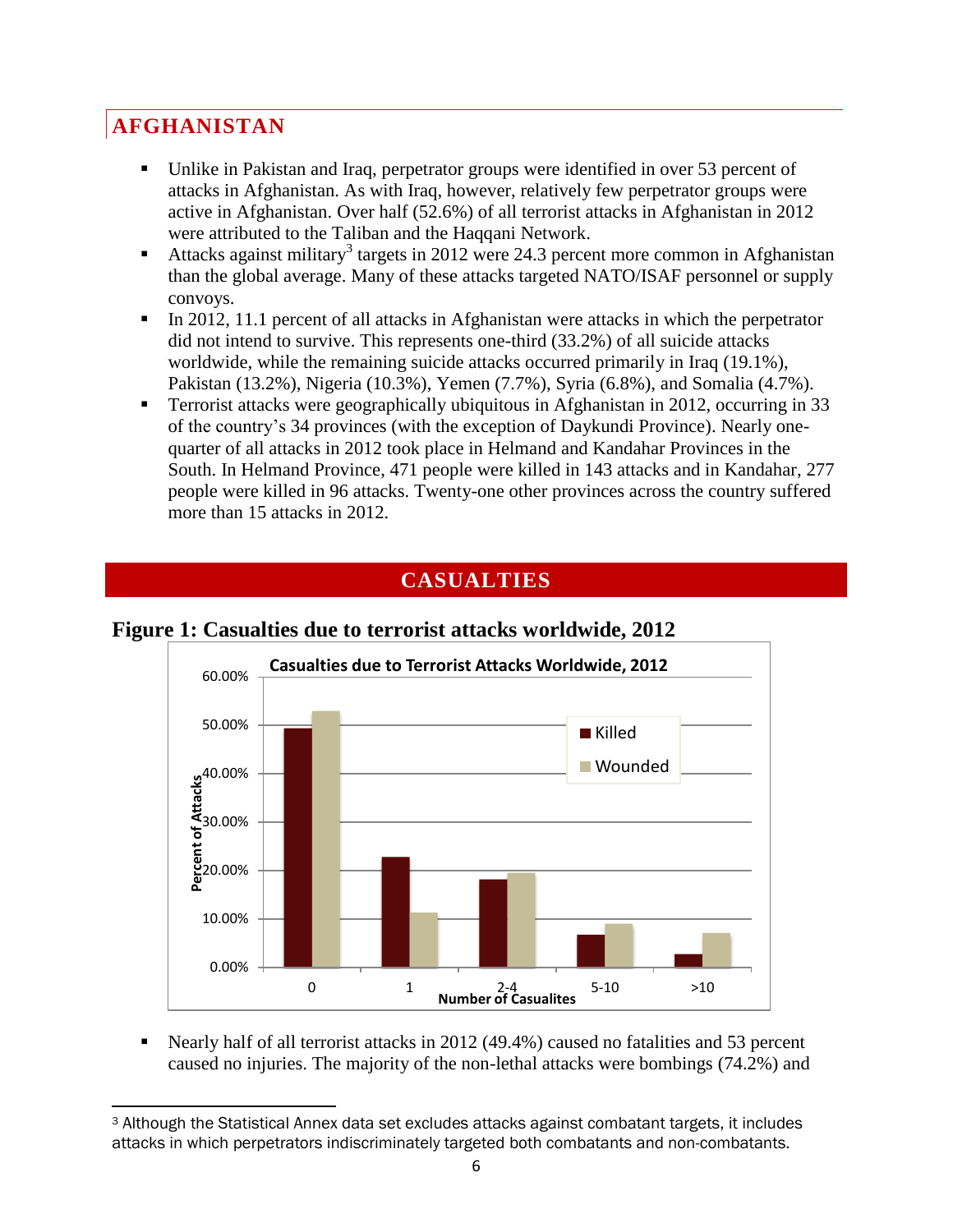## AFGHANISTAN

- Unlike in Pakistan and Iraq, perpetrator groups were identified in over 53 percent of attacks in Afghanistan. As with Iraq, however, relatively few perpetrator groups were active in Afghanistan. Over half (52.6%) of all terrorist attacks in Afghanistan in 2012 were attributed to the Taliban and the Haqqani Network.
- Attacks against military[3] targets in 2012 were 24.3 percent more common in Afghanistan than the global average. Many of these attacks targeted NATO/ISAF personnel or supply convoys.
- In 2012, 11.1 percent of all attacks in Afghanistan were attacks in which the perpetrator did not intend to survive. This represents one-third (33.2%) of all suicide attacks worldwide, while the remaining suicide attacks occurred primarily in Iraq (19.1%), Pakistan (13.2%), Nigeria (10.3%), Yemen (7.7%), Syria (6.8%), and Somalia (4.7%).
- Terrorist attacks were geographically ubiquitous in Afghanistan in 2012, occurring in 33 of the country's 34 provinces (with the exception of Daykundi Province). Nearly one-quarter of all attacks in 2012 took place in Helmand and Kandahar Provinces in the South. In Helmand Province, 471 people were killed in 143 attacks and in Kandahar, 277 people were killed in 96 attacks. Twenty-one other provinces across the country suffered more than 15 attacks in 2012.

## CASUALTIES

**Figure 1: Casualties due to terrorist attacks worldwide, 2012**

- Nearly half of all terrorist attacks in 2012 (49.4%) caused no fatalities and 53 percent caused no injuries. The majority of the non-lethal attacks were bombings (74.2%) and

[3] Although the Statistical Annex data set excludes attacks against combatant targets, it includes attacks in which perpetrators indiscriminately targeted both combatants and non-combatants.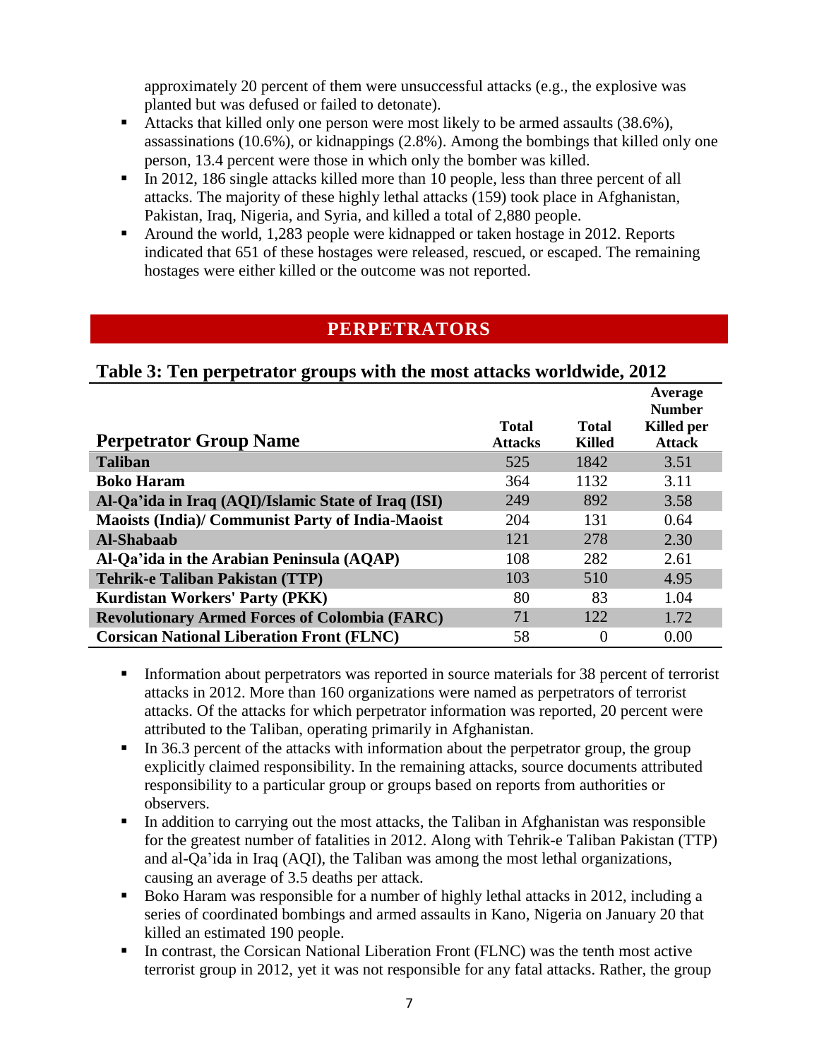approximately 20 percent of them were unsuccessful attacks (e.g., the explosive was planted but was defused or failed to detonate).

- Attacks that killed only one person were most likely to be armed assaults (38.6%), assassinations (10.6%), or kidnappings (2.8%). Among the bombings that killed only one person, 13.4 percent were those in which only the bomber was killed.
- In 2012, 186 single attacks killed more than 10 people, less than three percent of all attacks. The majority of these highly lethal attacks (159) took place in Afghanistan, Pakistan, Iraq, Nigeria, and Syria, and killed a total of 2,880 people.
- Around the world, 1,283 people were kidnapped or taken hostage in 2012. Reports indicated that 651 of these hostages were released, rescued, or escaped. The remaining hostages were either killed or the outcome was not reported.

## PERPETRATORS

### Table 3: Ten perpetrator groups with the most attacks worldwide, 2012

| Perpetrator Group Name | Total Attacks | Total Killed | Average Number Killed per Attack |
|---|---|---|---|
| **Taliban** | 525 | 1842 | 3.51 |
| **Boko Haram** | 364 | 1132 | 3.11 |
| **Al-Qa'ida in Iraq (AQI)/Islamic State of Iraq (ISI)** | 249 | 892 | 3.58 |
| **Maoists (India)/ Communist Party of India-Maoist** | 204 | 131 | 0.64 |
| **Al-Shabaab** | 121 | 278 | 2.30 |
| **Al-Qa'ida in the Arabian Peninsula (AQAP)** | 108 | 282 | 2.61 |
| **Tehrik-e Taliban Pakistan (TTP)** | 103 | 510 | 4.95 |
| **Kurdistan Workers' Party (PKK)** | 80 | 83 | 1.04 |
| **Revolutionary Armed Forces of Colombia (FARC)** | 71 | 122 | 1.72 |
| **Corsican National Liberation Front (FLNC)** | 58 | 0 | 0.00 |

- Information about perpetrators was reported in source materials for 38 percent of terrorist attacks in 2012. More than 160 organizations were named as perpetrators of terrorist attacks. Of the attacks for which perpetrator information was reported, 20 percent were attributed to the Taliban, operating primarily in Afghanistan.
- In 36.3 percent of the attacks with information about the perpetrator group, the group explicitly claimed responsibility. In the remaining attacks, source documents attributed responsibility to a particular group or groups based on reports from authorities or observers.
- In addition to carrying out the most attacks, the Taliban in Afghanistan was responsible for the greatest number of fatalities in 2012. Along with Tehrik-e Taliban Pakistan (TTP) and al-Qa'ida in Iraq (AQI), the Taliban was among the most lethal organizations, causing an average of 3.5 deaths per attack.
- Boko Haram was responsible for a number of highly lethal attacks in 2012, including a series of coordinated bombings and armed assaults in Kano, Nigeria on January 20 that killed an estimated 190 people.
- In contrast, the Corsican National Liberation Front (FLNC) was the tenth most active terrorist group in 2012, yet it was not responsible for any fatal attacks. Rather, the group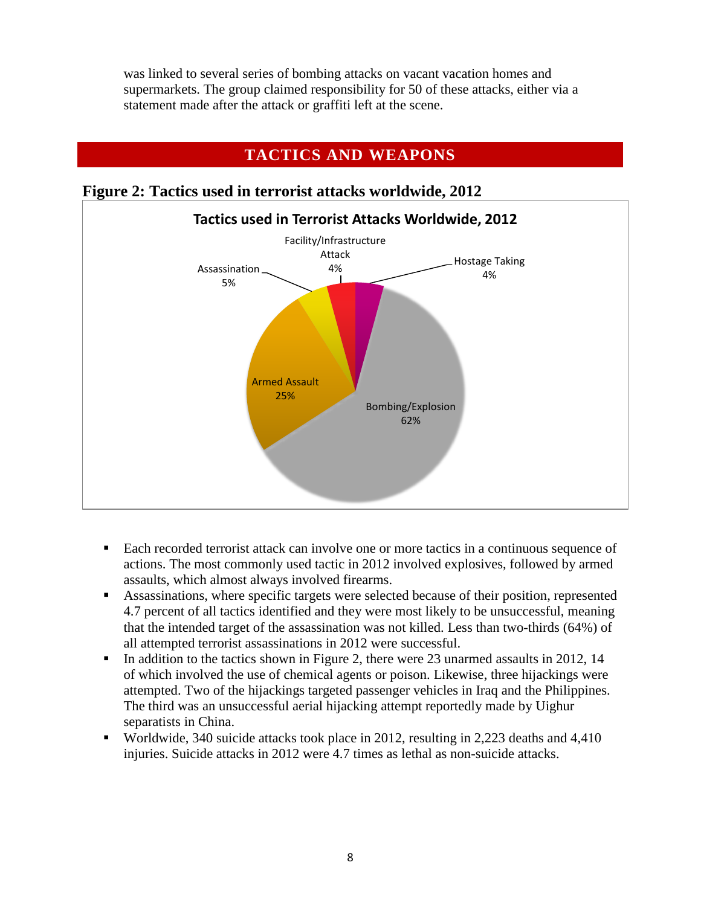was linked to several series of bombing attacks on vacant vacation homes and supermarkets. The group claimed responsibility for 50 of these attacks, either via a statement made after the attack or graffiti left at the scene.

## TACTICS AND WEAPONS

**Figure 2: Tactics used in terrorist attacks worldwide, 2012**

- Each recorded terrorist attack can involve one or more tactics in a continuous sequence of actions. The most commonly used tactic in 2012 involved explosives, followed by armed assaults, which almost always involved firearms.
- Assassinations, where specific targets were selected because of their position, represented 4.7 percent of all tactics identified and they were most likely to be unsuccessful, meaning that the intended target of the assassination was not killed. Less than two-thirds (64%) of all attempted terrorist assassinations in 2012 were successful.
- In addition to the tactics shown in Figure 2, there were 23 unarmed assaults in 2012, 14 of which involved the use of chemical agents or poison. Likewise, three hijackings were attempted. Two of the hijackings targeted passenger vehicles in Iraq and the Philippines. The third was an unsuccessful aerial hijacking attempt reportedly made by Uighur separatists in China.
- Worldwide, 340 suicide attacks took place in 2012, resulting in 2,223 deaths and 4,410 injuries. Suicide attacks in 2012 were 4.7 times as lethal as non-suicide attacks.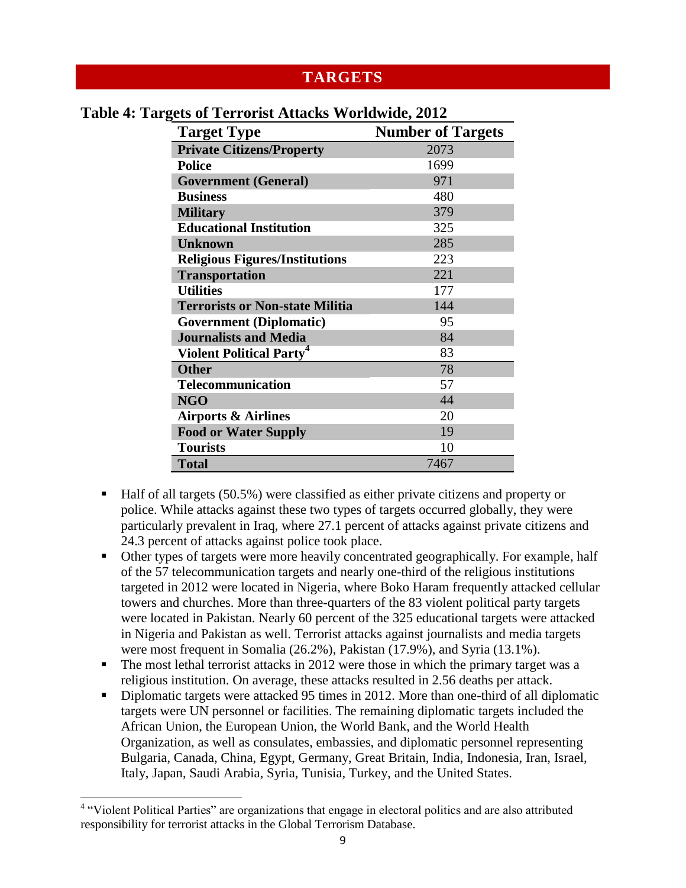## TARGETS

**Table 4: Targets of Terrorist Attacks Worldwide, 2012**

| Target Type | Number of Targets |
|---|---|
| **Private Citizens/Property** | 2073 |
| **Police** | 1699 |
| **Government (General)** | 971 |
| **Business** | 480 |
| **Military** | 379 |
| **Educational Institution** | 325 |
| **Unknown** | 285 |
| **Religious Figures/Institutions** | 223 |
| **Transportation** | 221 |
| **Utilities** | 177 |
| **Terrorists or Non-state Militia** | 144 |
| **Government (Diplomatic)** | 95 |
| **Journalists and Media** | 84 |
| **Violent Political Party**[4] | 83 |
| **Other** | 78 |
| **Telecommunication** | 57 |
| **NGO** | 44 |
| **Airports & Airlines** | 20 |
| **Food or Water Supply** | 19 |
| **Tourists** | 10 |
| **Total** | 7467 |

- Half of all targets (50.5%) were classified as either private citizens and property or police. While attacks against these two types of targets occurred globally, they were particularly prevalent in Iraq, where 27.1 percent of attacks against private citizens and 24.3 percent of attacks against police took place.
- Other types of targets were more heavily concentrated geographically. For example, half of the 57 telecommunication targets and nearly one-third of the religious institutions targeted in 2012 were located in Nigeria, where Boko Haram frequently attacked cellular towers and churches. More than three-quarters of the 83 violent political party targets were located in Pakistan. Nearly 60 percent of the 325 educational targets were attacked in Nigeria and Pakistan as well. Terrorist attacks against journalists and media targets were most frequent in Somalia (26.2%), Pakistan (17.9%), and Syria (13.1%).
- The most lethal terrorist attacks in 2012 were those in which the primary target was a religious institution. On average, these attacks resulted in 2.56 deaths per attack.
- Diplomatic targets were attacked 95 times in 2012. More than one-third of all diplomatic targets were UN personnel or facilities. The remaining diplomatic targets included the African Union, the European Union, the World Bank, and the World Health Organization, as well as consulates, embassies, and diplomatic personnel representing Bulgaria, Canada, China, Egypt, Germany, Great Britain, India, Indonesia, Iran, Israel, Italy, Japan, Saudi Arabia, Syria, Tunisia, Turkey, and the United States.

[4] "Violent Political Parties" are organizations that engage in electoral politics and are also attributed responsibility for terrorist attacks in the Global Terrorism Database.